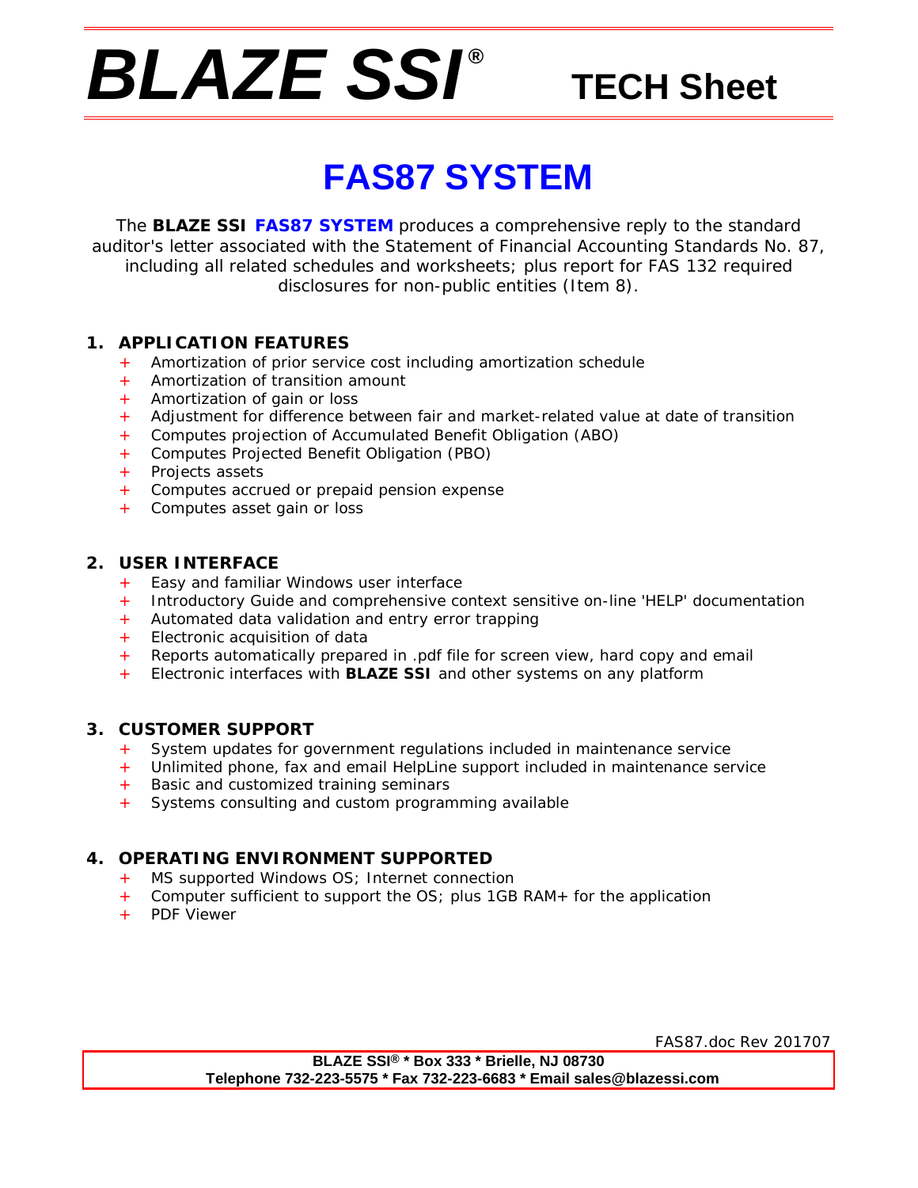# BLAZE SSI® TECH Sheet

## FAS87 SYSTEM

The **BLAZE SSI FAS87 SYSTEM** produces a comprehensive reply to the standard auditor's letter associated with the Statement of Financial Accounting Standards No. 87, including all related schedules and worksheets; plus report for FAS 132 required disclosures for non-public entities (Item 8).

### 1. APPLICATION FEATURES

+ Amortization of prior service cost including amortization schedule
+ Amortization of transition amount
+ Amortization of gain or loss
+ Adjustment for difference between fair and market-related value at date of transition
+ Computes projection of Accumulated Benefit Obligation (ABO)
+ Computes Projected Benefit Obligation (PBO)
+ Projects assets
+ Computes accrued or prepaid pension expense
+ Computes asset gain or loss

### 2. USER INTERFACE

+ Easy and familiar Windows user interface
+ Introductory Guide and comprehensive context sensitive on-line 'HELP' documentation
+ Automated data validation and entry error trapping
+ Electronic acquisition of data
+ Reports automatically prepared in .pdf file for screen view, hard copy and email
+ Electronic interfaces with **BLAZE SSI** and other systems on any platform

### 3. CUSTOMER SUPPORT

+ System updates for government regulations included in maintenance service
+ Unlimited phone, fax and email HelpLine support included in maintenance service
+ Basic and customized training seminars
+ Systems consulting and custom programming available

### 4. OPERATING ENVIRONMENT SUPPORTED

+ MS supported Windows OS; Internet connection
+ Computer sufficient to support the OS; plus 1GB RAM+ for the application
+ PDF Viewer

FAS87.doc Rev 201707

**BLAZE SSI® * Box 333 * Brielle, NJ 08730**
**Telephone 732-223-5575 * Fax 732-223-6683 * Email sales@blazessi.com**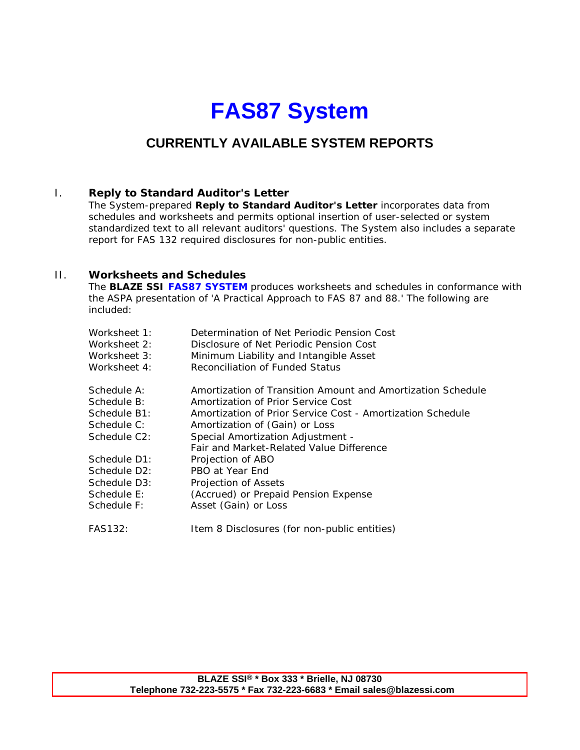# FAS87 System

## CURRENTLY AVAILABLE SYSTEM REPORTS

### I. Reply to Standard Auditor's Letter

The System-prepared **Reply to Standard Auditor's Letter** incorporates data from schedules and worksheets and permits optional insertion of user-selected or system standardized text to all relevant auditors' questions. The System also includes a separate report for FAS 132 required disclosures for non-public entities.

### II. Worksheets and Schedules

The **BLAZE SSI FAS87 SYSTEM** produces worksheets and schedules in conformance with the ASPA presentation of 'A Practical Approach to FAS 87 and 88.' The following are included:

| | |
|---|---|
| Worksheet 1: | Determination of Net Periodic Pension Cost |
| Worksheet 2: | Disclosure of Net Periodic Pension Cost |
| Worksheet 3: | Minimum Liability and Intangible Asset |
| Worksheet 4: | Reconciliation of Funded Status |
| Schedule A: | Amortization of Transition Amount and Amortization Schedule |
| Schedule B: | Amortization of Prior Service Cost |
| Schedule B1: | Amortization of Prior Service Cost - Amortization Schedule |
| Schedule C: | Amortization of (Gain) or Loss |
| Schedule C2: | Special Amortization Adjustment - Fair and Market-Related Value Difference |
| Schedule D1: | Projection of ABO |
| Schedule D2: | PBO at Year End |
| Schedule D3: | Projection of Assets |
| Schedule E: | (Accrued) or Prepaid Pension Expense |
| Schedule F: | Asset (Gain) or Loss |
| FAS132: | Item 8 Disclosures (for non-public entities) |

**BLAZE SSI® * Box 333 * Brielle, NJ 08730**
**Telephone 732-223-5575 * Fax 732-223-6683 * Email sales@blazessi.com**